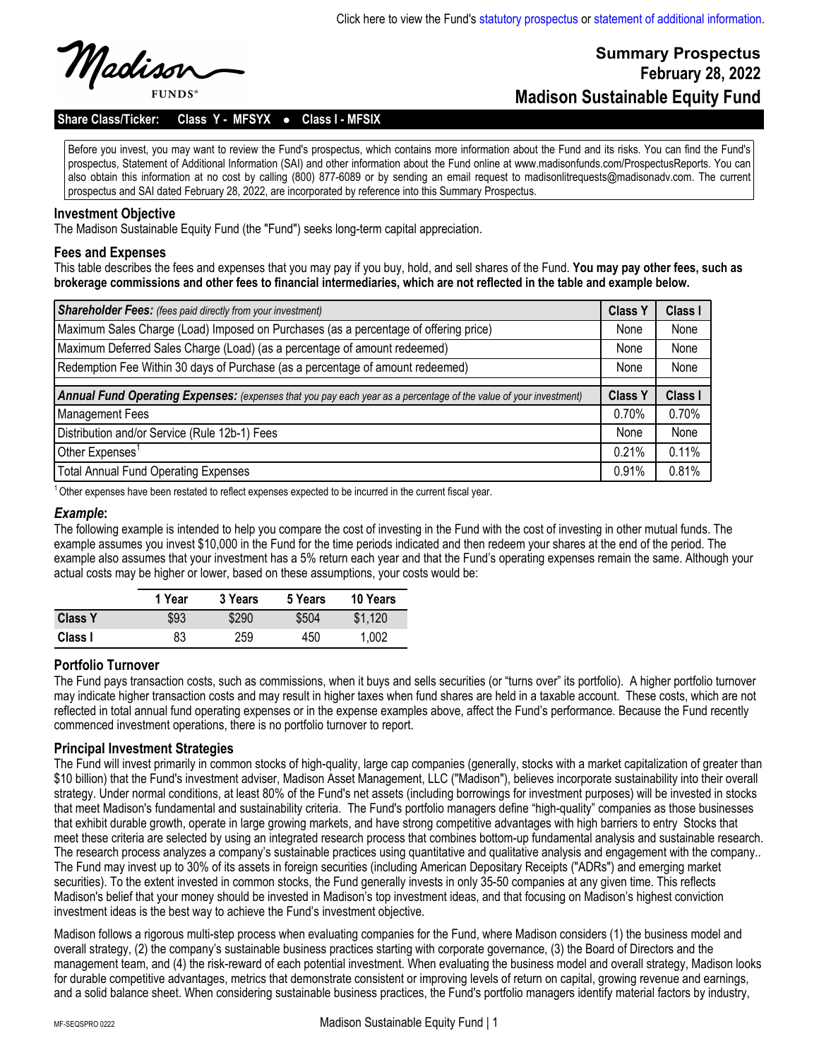Click here to view the Fund's statutory prospectus or statement of additional information.

Madison FUNDS®

# Summary Prospectus
## February 28, 2022
## Madison Sustainable Equity Fund

**Share Class/Ticker: Class Y - MFSYX • Class I - MFSIX**

Before you invest, you may want to review the Fund's prospectus, which contains more information about the Fund and its risks. You can find the Fund's prospectus, Statement of Additional Information (SAI) and other information about the Fund online at www.madisonfunds.com/ProspectusReports. You can also obtain this information at no cost by calling (800) 877-6089 or by sending an email request to madisonlitrequests@madisonadv.com. The current prospectus and SAI dated February 28, 2022, are incorporated by reference into this Summary Prospectus.

### Investment Objective

The Madison Sustainable Equity Fund (the "Fund") seeks long-term capital appreciation.

### Fees and Expenses

This table describes the fees and expenses that you may pay if you buy, hold, and sell shares of the Fund. **You may pay other fees, such as brokerage commissions and other fees to financial intermediaries, which are not reflected in the table and example below.**

| ***Shareholder Fees:*** *(fees paid directly from your investment)* | Class Y | Class I |
|---|---|---|
| Maximum Sales Charge (Load) Imposed on Purchases (as a percentage of offering price) | None | None |
| Maximum Deferred Sales Charge (Load) (as a percentage of amount redeemed) | None | None |
| Redemption Fee Within 30 days of Purchase (as a percentage of amount redeemed) | None | None |
| ***Annual Fund Operating Expenses:*** *(expenses that you pay each year as a percentage of the value of your investment)* | **Class Y** | **Class I** |
| Management Fees | 0.70% | 0.70% |
| Distribution and/or Service (Rule 12b-1) Fees | None | None |
| Other Expenses[1] | 0.21% | 0.11% |
| Total Annual Fund Operating Expenses | 0.91% | 0.81% |

[1] Other expenses have been restated to reflect expenses expected to be incurred in the current fiscal year.

### *Example*:

The following example is intended to help you compare the cost of investing in the Fund with the cost of investing in other mutual funds. The example assumes you invest $10,000 in the Fund for the time periods indicated and then redeem your shares at the end of the period. The example also assumes that your investment has a 5% return each year and that the Fund's operating expenses remain the same. Although your actual costs may be higher or lower, based on these assumptions, your costs would be:

| | 1 Year | 3 Years | 5 Years | 10 Years |
|---|---|---|---|---|
| **Class Y** | $93 | $290 | $504 | $1,120 |
| **Class I** | 83 | 259 | 450 | 1,002 |

### Portfolio Turnover

The Fund pays transaction costs, such as commissions, when it buys and sells securities (or "turns over" its portfolio). A higher portfolio turnover may indicate higher transaction costs and may result in higher taxes when fund shares are held in a taxable account. These costs, which are not reflected in total annual fund operating expenses or in the expense examples above, affect the Fund's performance. Because the Fund recently commenced investment operations, there is no portfolio turnover to report.

### Principal Investment Strategies

The Fund will invest primarily in common stocks of high-quality, large cap companies (generally, stocks with a market capitalization of greater than $10 billion) that the Fund's investment adviser, Madison Asset Management, LLC ("Madison"), believes incorporate sustainability into their overall strategy. Under normal conditions, at least 80% of the Fund's net assets (including borrowings for investment purposes) will be invested in stocks that meet Madison's fundamental and sustainability criteria. The Fund's portfolio managers define "high-quality" companies as those businesses that exhibit durable growth, operate in large growing markets, and have strong competitive advantages with high barriers to entry Stocks that meet these criteria are selected by using an integrated research process that combines bottom-up fundamental analysis and sustainable research. The research process analyzes a company's sustainable practices using quantitative and qualitative analysis and engagement with the company.. The Fund may invest up to 30% of its assets in foreign securities (including American Depositary Receipts ("ADRs") and emerging market securities). To the extent invested in common stocks, the Fund generally invests in only 35-50 companies at any given time. This reflects Madison's belief that your money should be invested in Madison's top investment ideas, and that focusing on Madison's highest conviction investment ideas is the best way to achieve the Fund's investment objective.

Madison follows a rigorous multi-step process when evaluating companies for the Fund, where Madison considers (1) the business model and overall strategy, (2) the company's sustainable business practices starting with corporate governance, (3) the Board of Directors and the management team, and (4) the risk-reward of each potential investment. When evaluating the business model and overall strategy, Madison looks for durable competitive advantages, metrics that demonstrate consistent or improving levels of return on capital, growing revenue and earnings, and a solid balance sheet. When considering sustainable business practices, the Fund's portfolio managers identify material factors by industry,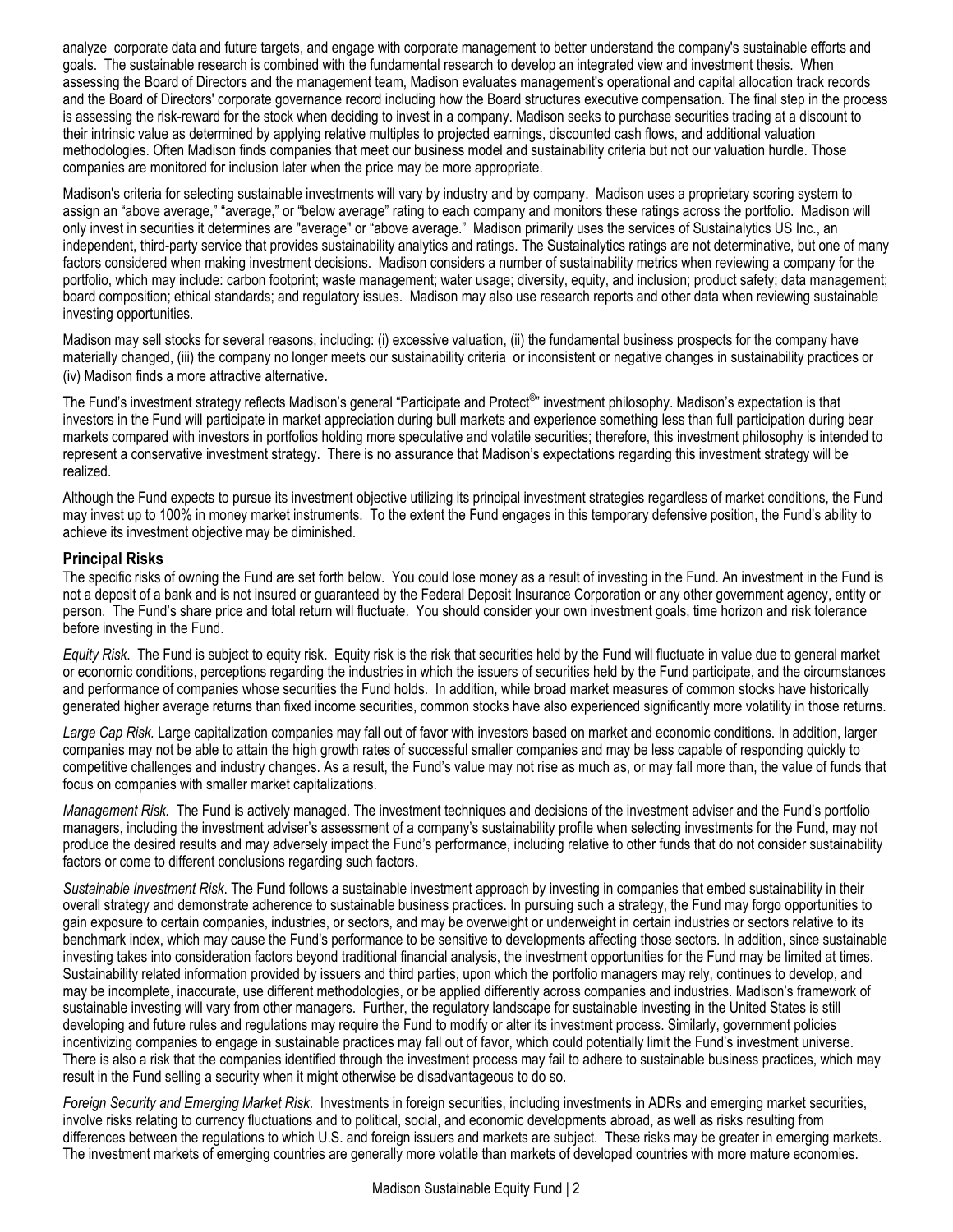analyze corporate data and future targets, and engage with corporate management to better understand the company's sustainable efforts and goals. The sustainable research is combined with the fundamental research to develop an integrated view and investment thesis. When assessing the Board of Directors and the management team, Madison evaluates management's operational and capital allocation track records and the Board of Directors' corporate governance record including how the Board structures executive compensation. The final step in the process is assessing the risk-reward for the stock when deciding to invest in a company. Madison seeks to purchase securities trading at a discount to their intrinsic value as determined by applying relative multiples to projected earnings, discounted cash flows, and additional valuation methodologies. Often Madison finds companies that meet our business model and sustainability criteria but not our valuation hurdle. Those companies are monitored for inclusion later when the price may be more appropriate.

Madison's criteria for selecting sustainable investments will vary by industry and by company. Madison uses a proprietary scoring system to assign an "above average," "average," or "below average" rating to each company and monitors these ratings across the portfolio. Madison will only invest in securities it determines are "average" or "above average." Madison primarily uses the services of Sustainalytics US Inc., an independent, third-party service that provides sustainability analytics and ratings. The Sustainalytics ratings are not determinative, but one of many factors considered when making investment decisions. Madison considers a number of sustainability metrics when reviewing a company for the portfolio, which may include: carbon footprint; waste management; water usage; diversity, equity, and inclusion; product safety; data management; board composition; ethical standards; and regulatory issues. Madison may also use research reports and other data when reviewing sustainable investing opportunities.

Madison may sell stocks for several reasons, including: (i) excessive valuation, (ii) the fundamental business prospects for the company have materially changed, (iii) the company no longer meets our sustainability criteria or inconsistent or negative changes in sustainability practices or (iv) Madison finds a more attractive alternative.

The Fund's investment strategy reflects Madison's general "Participate and Protect®" investment philosophy. Madison's expectation is that investors in the Fund will participate in market appreciation during bull markets and experience something less than full participation during bear markets compared with investors in portfolios holding more speculative and volatile securities; therefore, this investment philosophy is intended to represent a conservative investment strategy. There is no assurance that Madison's expectations regarding this investment strategy will be realized.

Although the Fund expects to pursue its investment objective utilizing its principal investment strategies regardless of market conditions, the Fund may invest up to 100% in money market instruments. To the extent the Fund engages in this temporary defensive position, the Fund's ability to achieve its investment objective may be diminished.

## Principal Risks

The specific risks of owning the Fund are set forth below. You could lose money as a result of investing in the Fund. An investment in the Fund is not a deposit of a bank and is not insured or guaranteed by the Federal Deposit Insurance Corporation or any other government agency, entity or person. The Fund's share price and total return will fluctuate. You should consider your own investment goals, time horizon and risk tolerance before investing in the Fund.

*Equity Risk*. The Fund is subject to equity risk. Equity risk is the risk that securities held by the Fund will fluctuate in value due to general market or economic conditions, perceptions regarding the industries in which the issuers of securities held by the Fund participate, and the circumstances and performance of companies whose securities the Fund holds. In addition, while broad market measures of common stocks have historically generated higher average returns than fixed income securities, common stocks have also experienced significantly more volatility in those returns.

*Large Cap Risk.* Large capitalization companies may fall out of favor with investors based on market and economic conditions. In addition, larger companies may not be able to attain the high growth rates of successful smaller companies and may be less capable of responding quickly to competitive challenges and industry changes. As a result, the Fund's value may not rise as much as, or may fall more than, the value of funds that focus on companies with smaller market capitalizations.

*Management Risk.* The Fund is actively managed. The investment techniques and decisions of the investment adviser and the Fund's portfolio managers, including the investment adviser's assessment of a company's sustainability profile when selecting investments for the Fund, may not produce the desired results and may adversely impact the Fund's performance, including relative to other funds that do not consider sustainability factors or come to different conclusions regarding such factors.

*Sustainable Investment Risk*. The Fund follows a sustainable investment approach by investing in companies that embed sustainability in their overall strategy and demonstrate adherence to sustainable business practices. In pursuing such a strategy, the Fund may forgo opportunities to gain exposure to certain companies, industries, or sectors, and may be overweight or underweight in certain industries or sectors relative to its benchmark index, which may cause the Fund's performance to be sensitive to developments affecting those sectors. In addition, since sustainable investing takes into consideration factors beyond traditional financial analysis, the investment opportunities for the Fund may be limited at times. Sustainability related information provided by issuers and third parties, upon which the portfolio managers may rely, continues to develop, and may be incomplete, inaccurate, use different methodologies, or be applied differently across companies and industries. Madison's framework of sustainable investing will vary from other managers. Further, the regulatory landscape for sustainable investing in the United States is still developing and future rules and regulations may require the Fund to modify or alter its investment process. Similarly, government policies incentivizing companies to engage in sustainable practices may fall out of favor, which could potentially limit the Fund's investment universe. There is also a risk that the companies identified through the investment process may fail to adhere to sustainable business practices, which may result in the Fund selling a security when it might otherwise be disadvantageous to do so.

*Foreign Security and Emerging Market Risk*. Investments in foreign securities, including investments in ADRs and emerging market securities, involve risks relating to currency fluctuations and to political, social, and economic developments abroad, as well as risks resulting from differences between the regulations to which U.S. and foreign issuers and markets are subject. These risks may be greater in emerging markets. The investment markets of emerging countries are generally more volatile than markets of developed countries with more mature economies.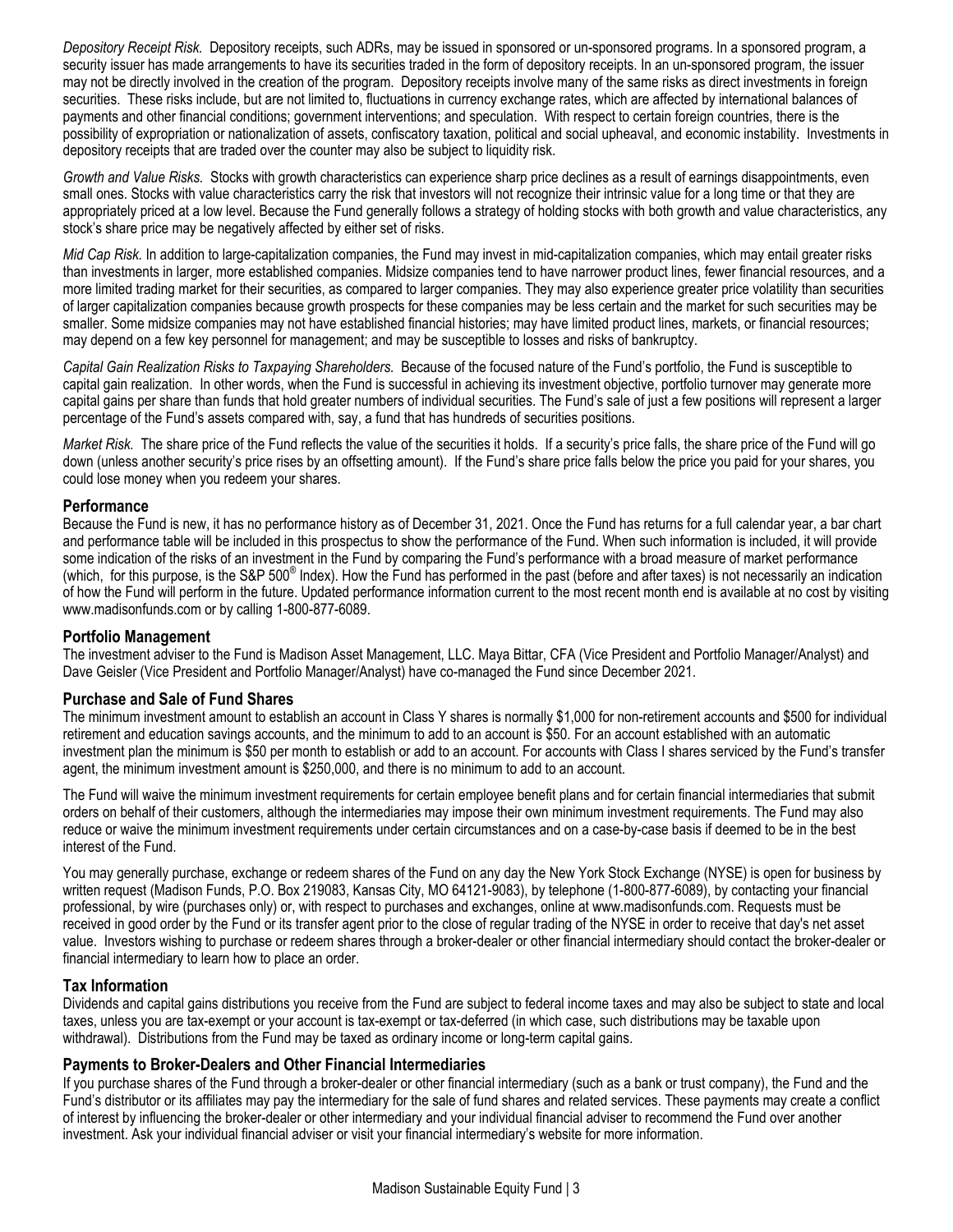*Depository Receipt Risk.* Depository receipts, such ADRs, may be issued in sponsored or un-sponsored programs. In a sponsored program, a security issuer has made arrangements to have its securities traded in the form of depository receipts. In an un-sponsored program, the issuer may not be directly involved in the creation of the program. Depository receipts involve many of the same risks as direct investments in foreign securities. These risks include, but are not limited to, fluctuations in currency exchange rates, which are affected by international balances of payments and other financial conditions; government interventions; and speculation. With respect to certain foreign countries, there is the possibility of expropriation or nationalization of assets, confiscatory taxation, political and social upheaval, and economic instability. Investments in depository receipts that are traded over the counter may also be subject to liquidity risk.

*Growth and Value Risks.* Stocks with growth characteristics can experience sharp price declines as a result of earnings disappointments, even small ones. Stocks with value characteristics carry the risk that investors will not recognize their intrinsic value for a long time or that they are appropriately priced at a low level. Because the Fund generally follows a strategy of holding stocks with both growth and value characteristics, any stock's share price may be negatively affected by either set of risks.

*Mid Cap Risk.* In addition to large-capitalization companies, the Fund may invest in mid-capitalization companies, which may entail greater risks than investments in larger, more established companies. Midsize companies tend to have narrower product lines, fewer financial resources, and a more limited trading market for their securities, as compared to larger companies. They may also experience greater price volatility than securities of larger capitalization companies because growth prospects for these companies may be less certain and the market for such securities may be smaller. Some midsize companies may not have established financial histories; may have limited product lines, markets, or financial resources; may depend on a few key personnel for management; and may be susceptible to losses and risks of bankruptcy.

*Capital Gain Realization Risks to Taxpaying Shareholders.* Because of the focused nature of the Fund's portfolio, the Fund is susceptible to capital gain realization. In other words, when the Fund is successful in achieving its investment objective, portfolio turnover may generate more capital gains per share than funds that hold greater numbers of individual securities. The Fund's sale of just a few positions will represent a larger percentage of the Fund's assets compared with, say, a fund that has hundreds of securities positions.

*Market Risk.* The share price of the Fund reflects the value of the securities it holds. If a security's price falls, the share price of the Fund will go down (unless another security's price rises by an offsetting amount). If the Fund's share price falls below the price you paid for your shares, you could lose money when you redeem your shares.

## Performance

Because the Fund is new, it has no performance history as of December 31, 2021. Once the Fund has returns for a full calendar year, a bar chart and performance table will be included in this prospectus to show the performance of the Fund. When such information is included, it will provide some indication of the risks of an investment in the Fund by comparing the Fund's performance with a broad measure of market performance (which, for this purpose, is the S&P 500® Index). How the Fund has performed in the past (before and after taxes) is not necessarily an indication of how the Fund will perform in the future. Updated performance information current to the most recent month end is available at no cost by visiting www.madisonfunds.com or by calling 1-800-877-6089.

## Portfolio Management

The investment adviser to the Fund is Madison Asset Management, LLC. Maya Bittar, CFA (Vice President and Portfolio Manager/Analyst) and Dave Geisler (Vice President and Portfolio Manager/Analyst) have co-managed the Fund since December 2021.

## Purchase and Sale of Fund Shares

The minimum investment amount to establish an account in Class Y shares is normally $1,000 for non-retirement accounts and $500 for individual retirement and education savings accounts, and the minimum to add to an account is $50. For an account established with an automatic investment plan the minimum is $50 per month to establish or add to an account. For accounts with Class I shares serviced by the Fund's transfer agent, the minimum investment amount is $250,000, and there is no minimum to add to an account.

The Fund will waive the minimum investment requirements for certain employee benefit plans and for certain financial intermediaries that submit orders on behalf of their customers, although the intermediaries may impose their own minimum investment requirements. The Fund may also reduce or waive the minimum investment requirements under certain circumstances and on a case-by-case basis if deemed to be in the best interest of the Fund.

You may generally purchase, exchange or redeem shares of the Fund on any day the New York Stock Exchange (NYSE) is open for business by written request (Madison Funds, P.O. Box 219083, Kansas City, MO 64121-9083), by telephone (1-800-877-6089), by contacting your financial professional, by wire (purchases only) or, with respect to purchases and exchanges, online at www.madisonfunds.com. Requests must be received in good order by the Fund or its transfer agent prior to the close of regular trading of the NYSE in order to receive that day's net asset value. Investors wishing to purchase or redeem shares through a broker-dealer or other financial intermediary should contact the broker-dealer or financial intermediary to learn how to place an order.

## Tax Information

Dividends and capital gains distributions you receive from the Fund are subject to federal income taxes and may also be subject to state and local taxes, unless you are tax-exempt or your account is tax-exempt or tax-deferred (in which case, such distributions may be taxable upon withdrawal). Distributions from the Fund may be taxed as ordinary income or long-term capital gains.

## Payments to Broker-Dealers and Other Financial Intermediaries

If you purchase shares of the Fund through a broker-dealer or other financial intermediary (such as a bank or trust company), the Fund and the Fund's distributor or its affiliates may pay the intermediary for the sale of fund shares and related services. These payments may create a conflict of interest by influencing the broker-dealer or other intermediary and your individual financial adviser to recommend the Fund over another investment. Ask your individual financial adviser or visit your financial intermediary's website for more information.